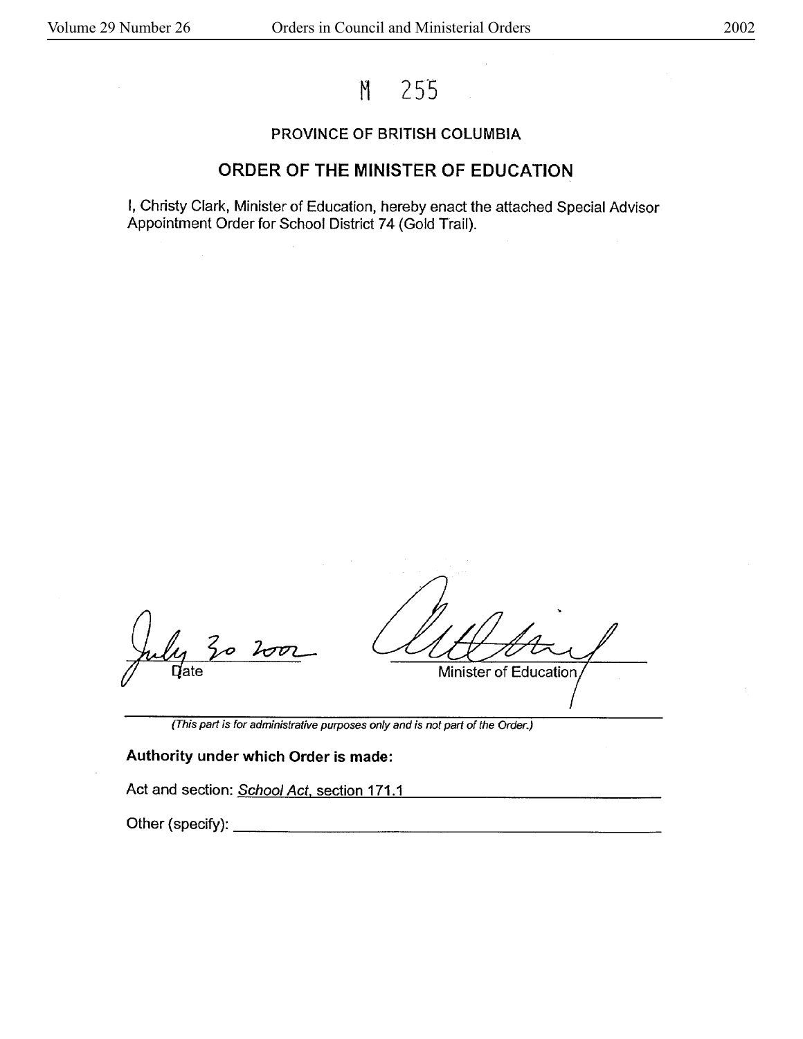M 255

## PROVINCE OF BRITISH COLUMBIA

## ORDER OF THE MINISTER OF EDUCATION

I, Christy Clark, Minister of Education, hereby enact the attached Special Advisor Appointment Order for School District 74 (Gold Trail).

July 30 2002
Date

Minister of Education

*(This part is for administrative purposes only and is not part of the Order.)*

**Authority under which Order is made:**

Act and section: *School Act*, section 171.1

Other (specify):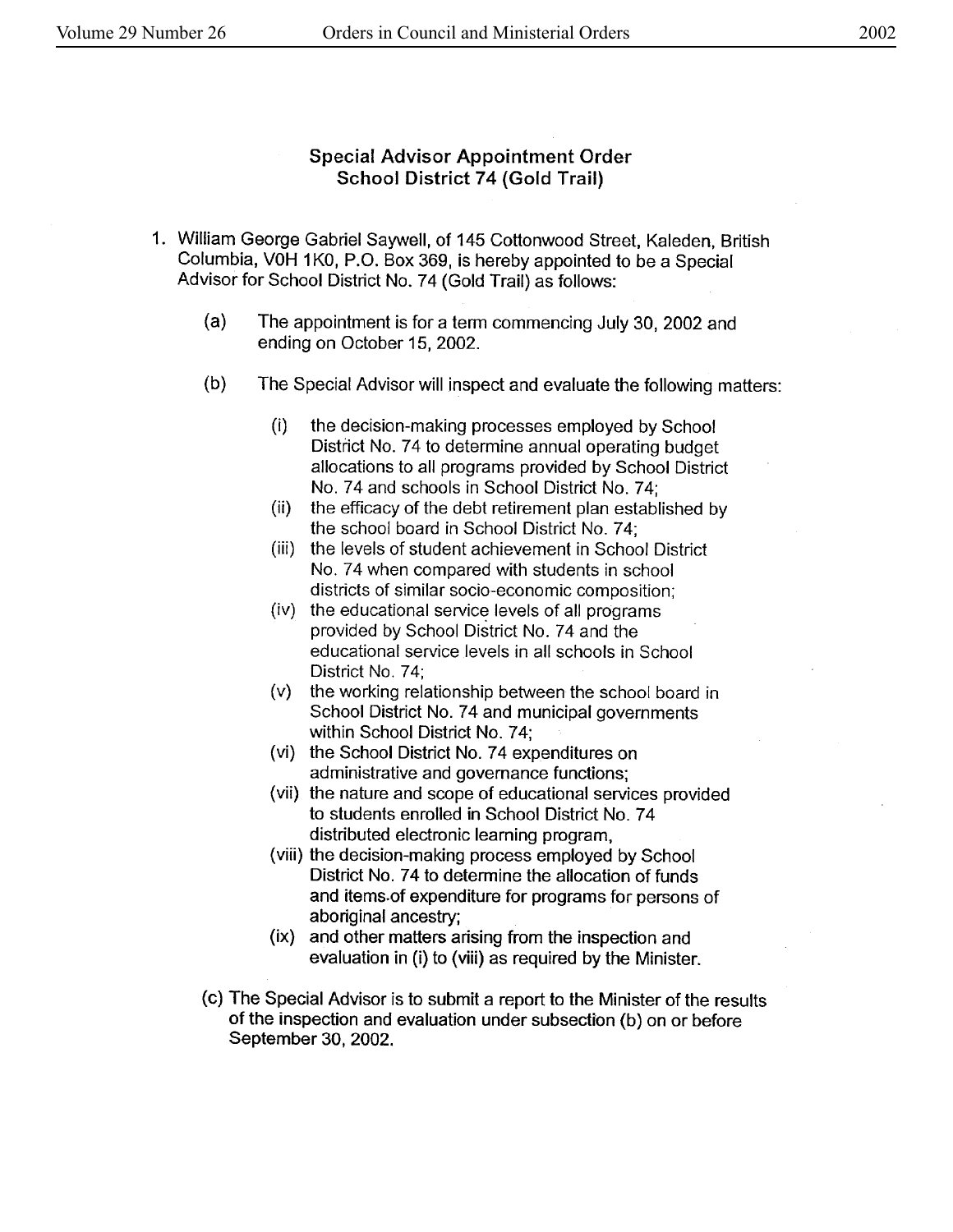## Special Advisor Appointment Order
## School District 74 (Gold Trail)

1. William George Gabriel Saywell, of 145 Cottonwood Street, Kaleden, British Columbia, V0H 1K0, P.O. Box 369, is hereby appointed to be a Special Advisor for School District No. 74 (Gold Trail) as follows:

   (a) The appointment is for a term commencing July 30, 2002 and ending on October 15, 2002.

   (b) The Special Advisor will inspect and evaluate the following matters:

      (i) the decision-making processes employed by School District No. 74 to determine annual operating budget allocations to all programs provided by School District No. 74 and schools in School District No. 74;
      (ii) the efficacy of the debt retirement plan established by the school board in School District No. 74;
      (iii) the levels of student achievement in School District No. 74 when compared with students in school districts of similar socio-economic composition;
      (iv) the educational service levels of all programs provided by School District No. 74 and the educational service levels in all schools in School District No. 74;
      (v) the working relationship between the school board in School District No. 74 and municipal governments within School District No. 74;
      (vi) the School District No. 74 expenditures on administrative and governance functions;
      (vii) the nature and scope of educational services provided to students enrolled in School District No. 74 distributed electronic learning program,
      (viii) the decision-making process employed by School District No. 74 to determine the allocation of funds and items of expenditure for programs for persons of aboriginal ancestry;
      (ix) and other matters arising from the inspection and evaluation in (i) to (viii) as required by the Minister.

   (c) The Special Advisor is to submit a report to the Minister of the results of the inspection and evaluation under subsection (b) on or before September 30, 2002.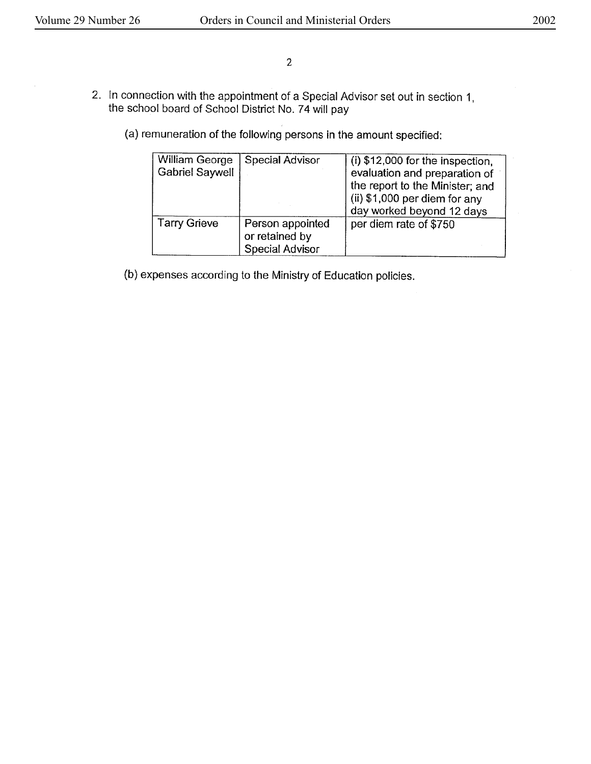2. In connection with the appointment of a Special Advisor set out in section 1, the school board of School District No. 74 will pay

   (a) remuneration of the following persons in the amount specified:

| | | |
|---|---|---|
| William George Gabriel Saywell | Special Advisor | (i) $12,000 for the inspection, evaluation and preparation of the report to the Minister; and (ii) $1,000 per diem for any day worked beyond 12 days |
| Tarry Grieve | Person appointed or retained by Special Advisor | per diem rate of $750 |

   (b) expenses according to the Ministry of Education policies.